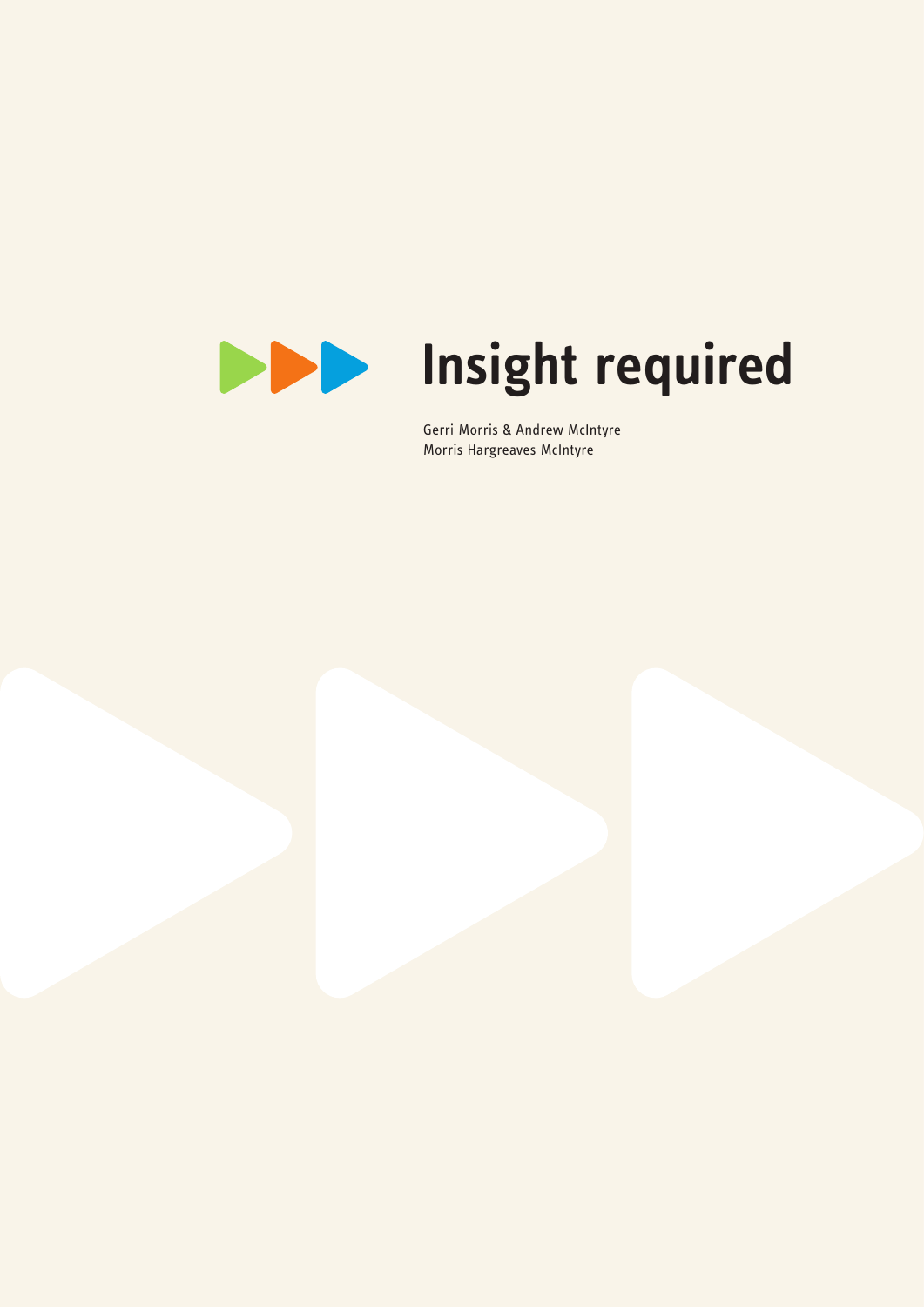# Insight required

Gerri Morris & Andrew McIntyre
Morris Hargreaves McIntyre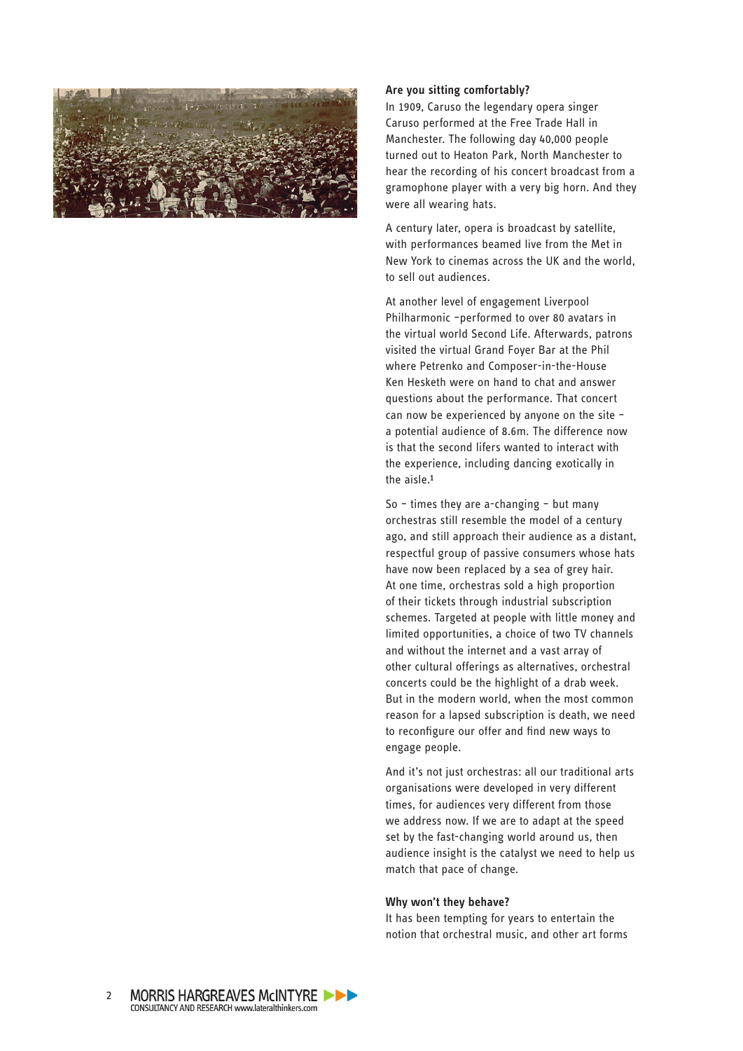### Are you sitting comfortably?

In 1909, Caruso the legendary opera singer Caruso performed at the Free Trade Hall in Manchester. The following day 40,000 people turned out to Heaton Park, North Manchester to hear the recording of his concert broadcast from a gramophone player with a very big horn. And they were all wearing hats.

A century later, opera is broadcast by satellite, with performances beamed live from the Met in New York to cinemas across the UK and the world, to sell out audiences.

At another level of engagement Liverpool Philharmonic –performed to over 80 avatars in the virtual world Second Life. Afterwards, patrons visited the virtual Grand Foyer Bar at the Phil where Petrenko and Composer-in-the-House Ken Hesketh were on hand to chat and answer questions about the performance. That concert can now be experienced by anyone on the site – a potential audience of 8.6m. The difference now is that the second lifers wanted to interact with the experience, including dancing exotically in the aisle.[1]

So – times they are a-changing – but many orchestras still resemble the model of a century ago, and still approach their audience as a distant, respectful group of passive consumers whose hats have now been replaced by a sea of grey hair. At one time, orchestras sold a high proportion of their tickets through industrial subscription schemes. Targeted at people with little money and limited opportunities, a choice of two TV channels and without the internet and a vast array of other cultural offerings as alternatives, orchestral concerts could be the highlight of a drab week. But in the modern world, when the most common reason for a lapsed subscription is death, we need to reconfigure our offer and find new ways to engage people.

And it's not just orchestras: all our traditional arts organisations were developed in very different times, for audiences very different from those we address now. If we are to adapt at the speed set by the fast-changing world around us, then audience insight is the catalyst we need to help us match that pace of change.

### Why won't they behave?

It has been tempting for years to entertain the notion that orchestral music, and other art forms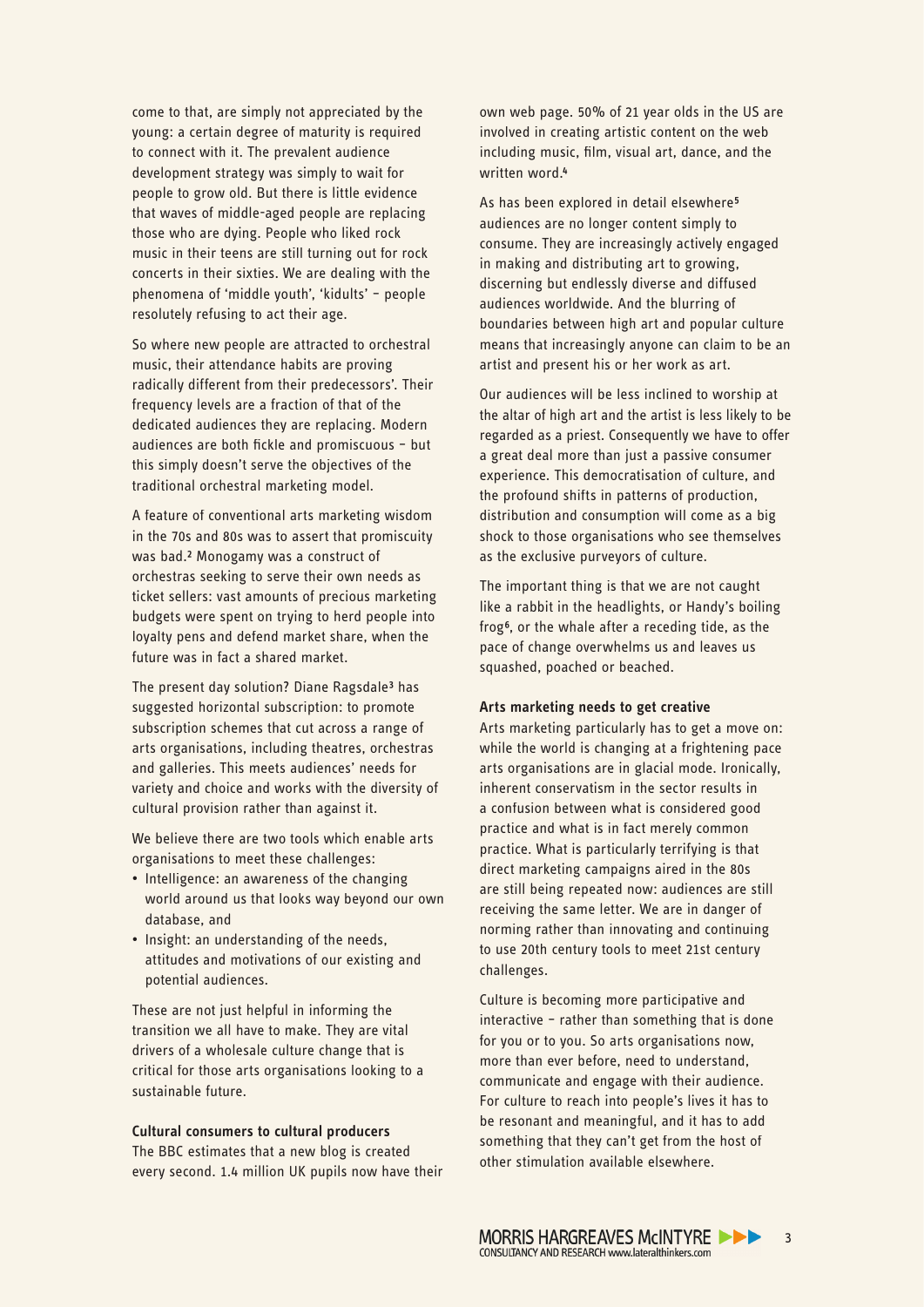come to that, are simply not appreciated by the young: a certain degree of maturity is required to connect with it. The prevalent audience development strategy was simply to wait for people to grow old. But there is little evidence that waves of middle-aged people are replacing those who are dying. People who liked rock music in their teens are still turning out for rock concerts in their sixties. We are dealing with the phenomena of 'middle youth', 'kidults' – people resolutely refusing to act their age.

So where new people are attracted to orchestral music, their attendance habits are proving radically different from their predecessors'. Their frequency levels are a fraction of that of the dedicated audiences they are replacing. Modern audiences are both fickle and promiscuous – but this simply doesn't serve the objectives of the traditional orchestral marketing model.

A feature of conventional arts marketing wisdom in the 70s and 80s was to assert that promiscuity was bad.[2] Monogamy was a construct of orchestras seeking to serve their own needs as ticket sellers: vast amounts of precious marketing budgets were spent on trying to herd people into loyalty pens and defend market share, when the future was in fact a shared market.

The present day solution? Diane Ragsdale[3] has suggested horizontal subscription: to promote subscription schemes that cut across a range of arts organisations, including theatres, orchestras and galleries. This meets audiences' needs for variety and choice and works with the diversity of cultural provision rather than against it.

We believe there are two tools which enable arts organisations to meet these challenges:

- Intelligence: an awareness of the changing world around us that looks way beyond our own database, and
- Insight: an understanding of the needs, attitudes and motivations of our existing and potential audiences.

These are not just helpful in informing the transition we all have to make. They are vital drivers of a wholesale culture change that is critical for those arts organisations looking to a sustainable future.

**Cultural consumers to cultural producers**

The BBC estimates that a new blog is created every second. 1.4 million UK pupils now have their own web page. 50% of 21 year olds in the US are involved in creating artistic content on the web including music, film, visual art, dance, and the written word.[4]

As has been explored in detail elsewhere[5] audiences are no longer content simply to consume. They are increasingly actively engaged in making and distributing art to growing, discerning but endlessly diverse and diffused audiences worldwide. And the blurring of boundaries between high art and popular culture means that increasingly anyone can claim to be an artist and present his or her work as art.

Our audiences will be less inclined to worship at the altar of high art and the artist is less likely to be regarded as a priest. Consequently we have to offer a great deal more than just a passive consumer experience. This democratisation of culture, and the profound shifts in patterns of production, distribution and consumption will come as a big shock to those organisations who see themselves as the exclusive purveyors of culture.

The important thing is that we are not caught like a rabbit in the headlights, or Handy's boiling frog[6], or the whale after a receding tide, as the pace of change overwhelms us and leaves us squashed, poached or beached.

**Arts marketing needs to get creative**

Arts marketing particularly has to get a move on: while the world is changing at a frightening pace arts organisations are in glacial mode. Ironically, inherent conservatism in the sector results in a confusion between what is considered good practice and what is in fact merely common practice. What is particularly terrifying is that direct marketing campaigns aired in the 80s are still being repeated now: audiences are still receiving the same letter. We are in danger of norming rather than innovating and continuing to use 20th century tools to meet 21st century challenges.

Culture is becoming more participative and interactive – rather than something that is done for you or to you. So arts organisations now, more than ever before, need to understand, communicate and engage with their audience. For culture to reach into people's lives it has to be resonant and meaningful, and it has to add something that they can't get from the host of other stimulation available elsewhere.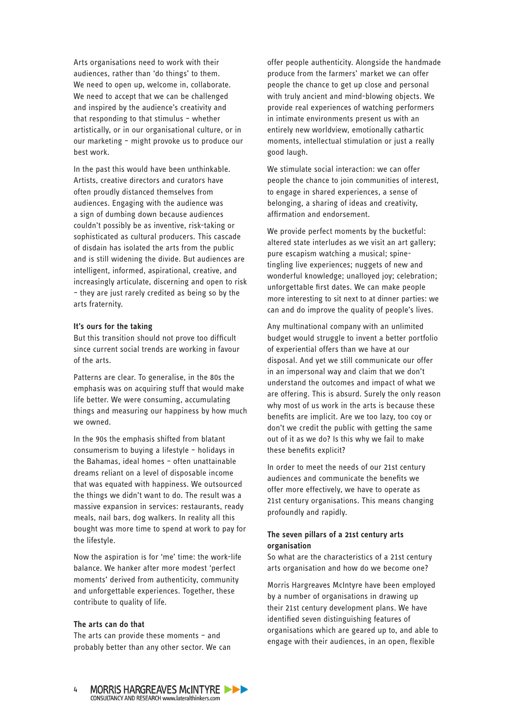Arts organisations need to work with their audiences, rather than 'do things' to them. We need to open up, welcome in, collaborate. We need to accept that we can be challenged and inspired by the audience's creativity and that responding to that stimulus – whether artistically, or in our organisational culture, or in our marketing – might provoke us to produce our best work.

In the past this would have been unthinkable. Artists, creative directors and curators have often proudly distanced themselves from audiences. Engaging with the audience was a sign of dumbing down because audiences couldn't possibly be as inventive, risk-taking or sophisticated as cultural producers. This cascade of disdain has isolated the arts from the public and is still widening the divide. But audiences are intelligent, informed, aspirational, creative, and increasingly articulate, discerning and open to risk – they are just rarely credited as being so by the arts fraternity.

### It's ours for the taking

But this transition should not prove too difficult since current social trends are working in favour of the arts.

Patterns are clear. To generalise, in the 80s the emphasis was on acquiring stuff that would make life better. We were consuming, accumulating things and measuring our happiness by how much we owned.

In the 90s the emphasis shifted from blatant consumerism to buying a lifestyle – holidays in the Bahamas, ideal homes – often unattainable dreams reliant on a level of disposable income that was equated with happiness. We outsourced the things we didn't want to do. The result was a massive expansion in services: restaurants, ready meals, nail bars, dog walkers. In reality all this bought was more time to spend at work to pay for the lifestyle.

Now the aspiration is for 'me' time: the work-life balance. We hanker after more modest 'perfect moments' derived from authenticity, community and unforgettable experiences. Together, these contribute to quality of life.

### The arts can do that

The arts can provide these moments – and probably better than any other sector. We can offer people authenticity. Alongside the handmade produce from the farmers' market we can offer people the chance to get up close and personal with truly ancient and mind-blowing objects. We provide real experiences of watching performers in intimate environments present us with an entirely new worldview, emotionally cathartic moments, intellectual stimulation or just a really good laugh.

We stimulate social interaction: we can offer people the chance to join communities of interest, to engage in shared experiences, a sense of belonging, a sharing of ideas and creativity, affirmation and endorsement.

We provide perfect moments by the bucketful: altered state interludes as we visit an art gallery; pure escapism watching a musical; spine-tingling live experiences; nuggets of new and wonderful knowledge; unalloyed joy; celebration; unforgettable first dates. We can make people more interesting to sit next to at dinner parties: we can and do improve the quality of people's lives.

Any multinational company with an unlimited budget would struggle to invent a better portfolio of experiential offers than we have at our disposal. And yet we still communicate our offer in an impersonal way and claim that we don't understand the outcomes and impact of what we are offering. This is absurd. Surely the only reason why most of us work in the arts is because these benefits are implicit. Are we too lazy, too coy or don't we credit the public with getting the same out of it as we do? Is this why we fail to make these benefits explicit?

In order to meet the needs of our 21st century audiences and communicate the benefits we offer more effectively, we have to operate as 21st century organisations. This means changing profoundly and rapidly.

### The seven pillars of a 21st century arts organisation

So what are the characteristics of a 21st century arts organisation and how do we become one?

Morris Hargreaves McIntyre have been employed by a number of organisations in drawing up their 21st century development plans. We have identified seven distinguishing features of organisations which are geared up to, and able to engage with their audiences, in an open, flexible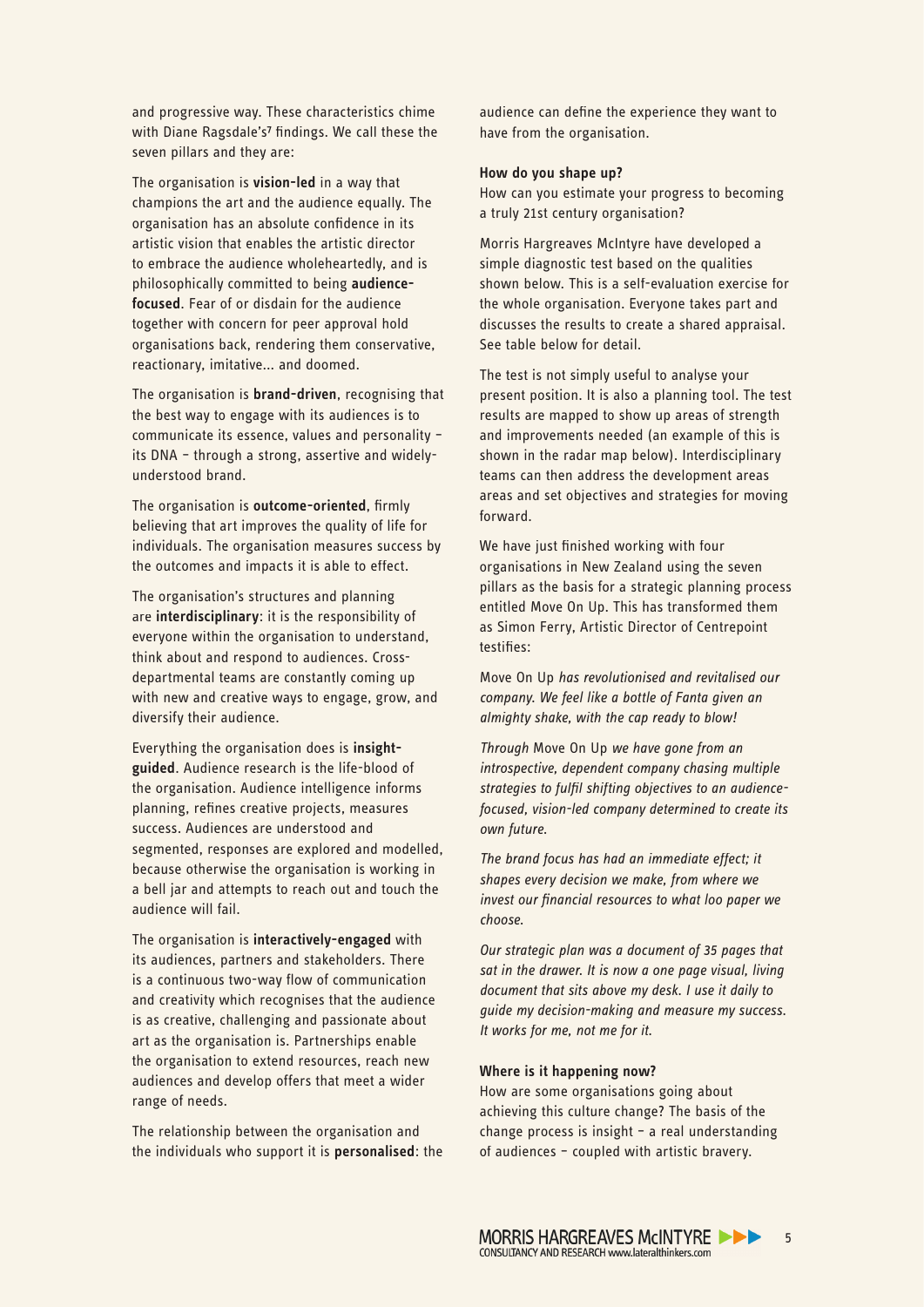and progressive way. These characteristics chime with Diane Ragsdale's[7] findings. We call these the seven pillars and they are:

The organisation is **vision-led** in a way that champions the art and the audience equally. The organisation has an absolute confidence in its artistic vision that enables the artistic director to embrace the audience wholeheartedly, and is philosophically committed to being **audience-focused**. Fear of or disdain for the audience together with concern for peer approval hold organisations back, rendering them conservative, reactionary, imitative... and doomed.

The organisation is **brand-driven**, recognising that the best way to engage with its audiences is to communicate its essence, values and personality – its DNA – through a strong, assertive and widely-understood brand.

The organisation is **outcome-oriented**, firmly believing that art improves the quality of life for individuals. The organisation measures success by the outcomes and impacts it is able to effect.

The organisation's structures and planning are **interdisciplinary**: it is the responsibility of everyone within the organisation to understand, think about and respond to audiences. Cross-departmental teams are constantly coming up with new and creative ways to engage, grow, and diversify their audience.

Everything the organisation does is **insight-guided**. Audience research is the life-blood of the organisation. Audience intelligence informs planning, refines creative projects, measures success. Audiences are understood and segmented, responses are explored and modelled, because otherwise the organisation is working in a bell jar and attempts to reach out and touch the audience will fail.

The organisation is **interactively-engaged** with its audiences, partners and stakeholders. There is a continuous two-way flow of communication and creativity which recognises that the audience is as creative, challenging and passionate about art as the organisation is. Partnerships enable the organisation to extend resources, reach new audiences and develop offers that meet a wider range of needs.

The relationship between the organisation and the individuals who support it is **personalised**: the audience can define the experience they want to have from the organisation.

**How do you shape up?**

How can you estimate your progress to becoming a truly 21st century organisation?

Morris Hargreaves McIntyre have developed a simple diagnostic test based on the qualities shown below. This is a self-evaluation exercise for the whole organisation. Everyone takes part and discusses the results to create a shared appraisal. See table below for detail.

The test is not simply useful to analyse your present position. It is also a planning tool. The test results are mapped to show up areas of strength and improvements needed (an example of this is shown in the radar map below). Interdisciplinary teams can then address the development areas areas and set objectives and strategies for moving forward.

We have just finished working with four organisations in New Zealand using the seven pillars as the basis for a strategic planning process entitled Move On Up. This has transformed them as Simon Ferry, Artistic Director of Centrepoint testifies:

Move On Up *has revolutionised and revitalised our company. We feel like a bottle of Fanta given an almighty shake, with the cap ready to blow!*

*Through* Move On Up *we have gone from an introspective, dependent company chasing multiple strategies to fulfil shifting objectives to an audience-focused, vision-led company determined to create its own future.*

*The brand focus has had an immediate effect; it shapes every decision we make, from where we invest our financial resources to what loo paper we choose.*

*Our strategic plan was a document of 35 pages that sat in the drawer. It is now a one page visual, living document that sits above my desk. I use it daily to guide my decision-making and measure my success. It works for me, not me for it.*

**Where is it happening now?**

How are some organisations going about achieving this culture change? The basis of the change process is insight – a real understanding of audiences – coupled with artistic bravery.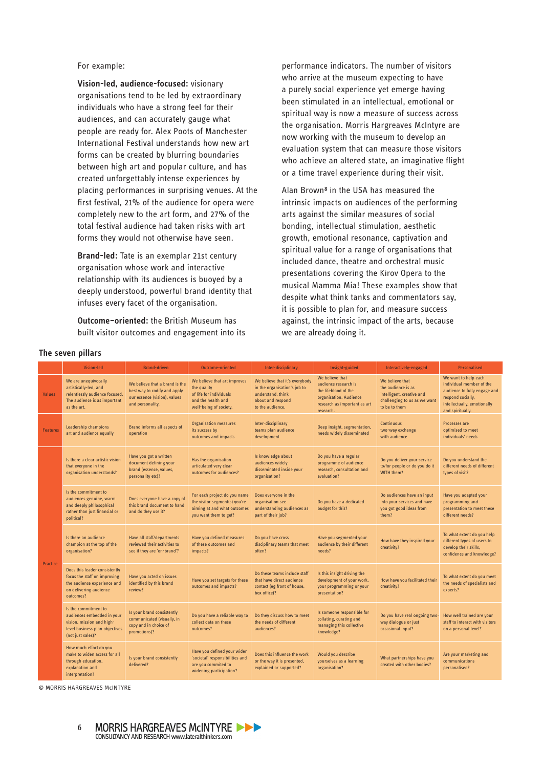For example:

**Vision-led, audience-focused:** visionary organisations tend to be led by extraordinary individuals who have a strong feel for their audiences, and can accurately gauge what people are ready for. Alex Poots of Manchester International Festival understands how new art forms can be created by blurring boundaries between high art and popular culture, and has created unforgettably intense experiences by placing performances in surprising venues. At the first festival, 21% of the audience for opera were completely new to the art form, and 27% of the total festival audience had taken risks with art forms they would not otherwise have seen.

**Brand-led:** Tate is an exemplar 21st century organisation whose work and interactive relationship with its audiences is buoyed by a deeply understood, powerful brand identity that infuses every facet of the organisation.

**Outcome–oriented:** the British Museum has built visitor outcomes and engagement into its performance indicators. The number of visitors who arrive at the museum expecting to have a purely social experience yet emerge having been stimulated in an intellectual, emotional or spiritual way is now a measure of success across the organisation. Morris Hargreaves McIntyre are now working with the museum to develop an evaluation system that can measure those visitors who achieve an altered state, an imaginative flight or a time travel experience during their visit.

Alan Brown[8] in the USA has measured the intrinsic impacts on audiences of the performing arts against the similar measures of social bonding, intellectual stimulation, aesthetic growth, emotional resonance, captivation and spiritual value for a range of organisations that included dance, theatre and orchestral music presentations covering the Kirov Opera to the musical Mamma Mia! These examples show that despite what think tanks and commentators say, it is possible to plan for, and measure success against, the intrinsic impact of the arts, because we are already doing it.

## The seven pillars

| | Vision-led | Brand-driven | Outcome-oriented | Inter-disciplinary | Insight-guided | Interactively-engaged | Personalised |
|---|---|---|---|---|---|---|---|
| Values | We are unequivocally artistically-led, and relentlessly audience focused. The audience is as important as the art. | We believe that a brand is the best way to codify and apply our essence (vision), values and personality. | We believe that art improves the quality of life for individuals and the health and well-being of society. | We believe that it's everybody in the organisation's job to understand, think about and respond to the audience. | We believe that audience research is the lifeblood of the organisation. Audience research as important as art research. | We believe that the audience is as intelligent, creative and challenging to us as we want to be to them | We want to help each individual member of the audience to fully engage and respond socially, intellectually, emotionally and spiritually. |
| Features | Leadership champions art and audience equally | Brand informs all aspects of operation | Organisation measures its success by outcomes and impacts | Inter-disciplinary teams plan audience development | Deep insight, segmentation, needs widely disseminated | Continuous two-way exchange with audience | Processes are optimised to meet individuals' needs |
| Practice | Is there a clear artistic vision that everyone in the organisation understands? | Have you got a written document defining your brand (essence, values, personality etc)? | Has the organisation articulated very clear outcomes for audiences? | Is knowledge about audiences widely disseminated inside your organisation? | Do you have a regular programme of audience research, consultation and evaluation? | Do you deliver your service to/for people or do you do it WITH them? | Do you understand the different needs of different types of visit? |
| | Is the commitment to audiences genuine, warm and deeply philosophical rather than just financial or political? | Does everyone have a copy of this brand document to hand and do they use it? | For each project do you name the visitor segment(s) you're aiming at and what outcomes you want them to get? | Does everyone in the organisation see understanding audiences as part of their job? | Do you have a dedicated budget for this? | Do audiences have an input into your services and have you got good ideas from them? | Have you adapted your programming and presentation to meet these different needs? |
| | Is there an audience champion at the top of the organisation? | Have all staff/departments reviewed their activities to see if they are 'on-brand'? | Have you defined measures of these outcomes and impacts? | Do you have cross disciplinary teams that meet often? | Have you segmented your audience by their different needs? | How have they inspired your creativity? | To what extent do you help different types of users to develop their skills, confidence and knowledge? |
| | Does this leader consistently focus the staff on improving the audience experience and on delivering audience outcomes? | Have you acted on issues identified by this brand review? | Have you set targets for these outcomes and impacts? | Do these teams include staff that have direct audience contact (eg front of house, box office)? | Is this insight driving the development of your work, your programming or your presentation? | How have you facilitated their creativity? | To what extent do you meet the needs of specialists and experts? |
| | Is the commitment to audiences embedded in your vision, mission and high-level business plan objectives (not just sales)? | Is your brand consistently communicated (visually, in copy and in choice of promotions)? | Do you have a reliable way to collect data on these outcomes? | Do they discuss how to meet the needs of different audiences? | Is someone responsible for collating, curating and managing this collective knowledge? | Do you have real ongoing two-way dialogue or just occasional input? | How well trained are your staff to interact with visitors on a personal level? |
| | How much effort do you make to widen access for all through education, explanation and interpretation? | Is your brand consistently delivered? | Have you defined your wider 'societal' responsibilities and are you commited to widening participation? | Does this influence the work or the way it is presented, explained or supported? | Would you describe yourselves as a learning organisation? | What partnerships have you created with other bodies? | Are your marketing and communications personalised? |

© MORRIS HARGREAVES McINTYRE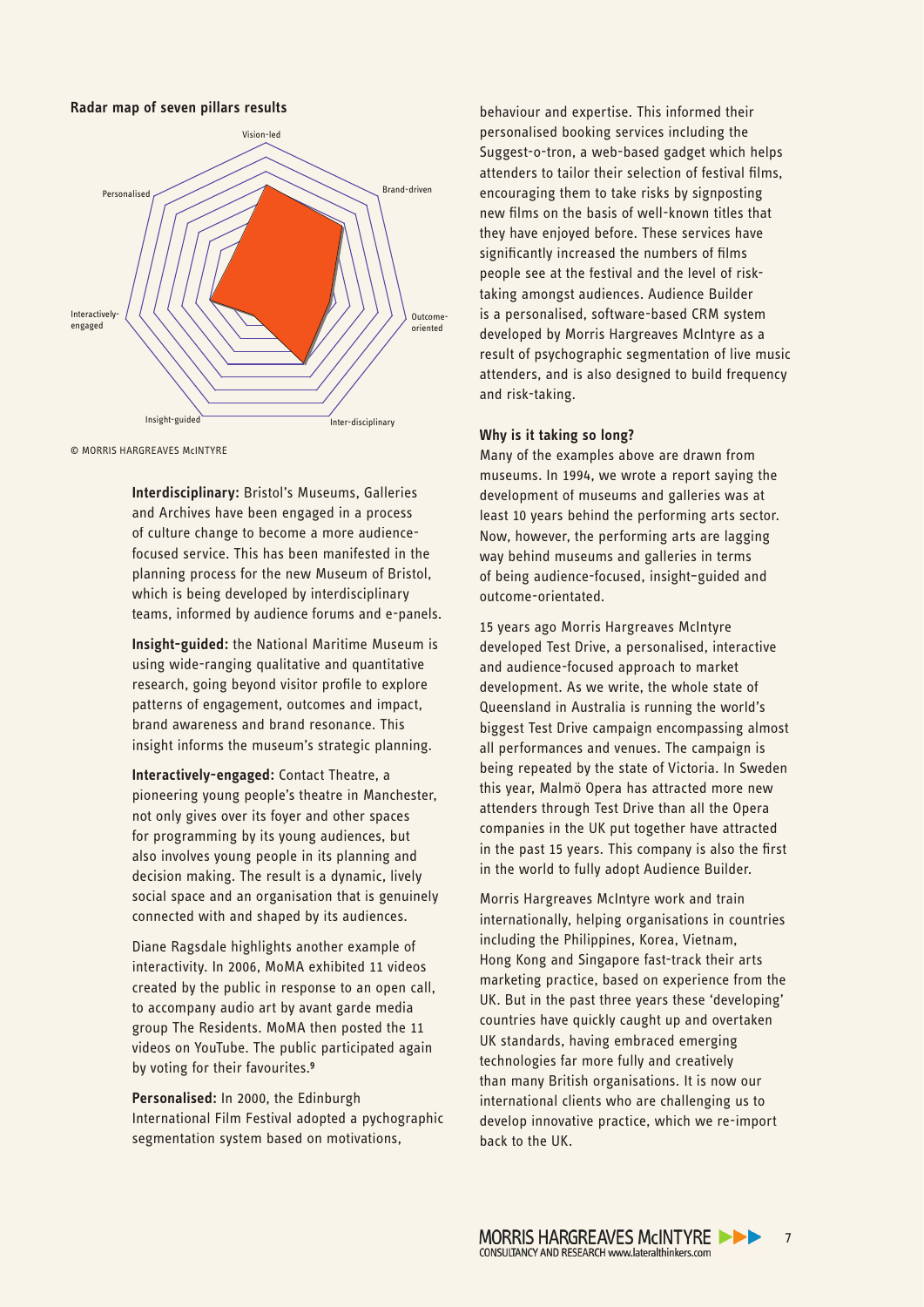**Radar map of seven pillars results**

Vision-led

Brand-driven

Outcome-oriented

Inter-disciplinary

Insight-guided

Interactively-engaged

Personalised

© MORRIS HARGREAVES McINTYRE

**Interdisciplinary:** Bristol's Museums, Galleries and Archives have been engaged in a process of culture change to become a more audience-focused service. This has been manifested in the planning process for the new Museum of Bristol, which is being developed by interdisciplinary teams, informed by audience forums and e-panels.

**Insight-guided:** the National Maritime Museum is using wide-ranging qualitative and quantitative research, going beyond visitor profile to explore patterns of engagement, outcomes and impact, brand awareness and brand resonance. This insight informs the museum's strategic planning.

**Interactively-engaged:** Contact Theatre, a pioneering young people's theatre in Manchester, not only gives over its foyer and other spaces for programming by its young audiences, but also involves young people in its planning and decision making. The result is a dynamic, lively social space and an organisation that is genuinely connected with and shaped by its audiences.

Diane Ragsdale highlights another example of interactivity. In 2006, MoMA exhibited 11 videos created by the public in response to an open call, to accompany audio art by avant garde media group The Residents. MoMA then posted the 11 videos on YouTube. The public participated again by voting for their favourites.[9]

**Personalised:** In 2000, the Edinburgh International Film Festival adopted a pychographic segmentation system based on motivations, behaviour and expertise. This informed their personalised booking services including the Suggest-o-tron, a web-based gadget which helps attenders to tailor their selection of festival films, encouraging them to take risks by signposting new films on the basis of well-known titles that they have enjoyed before. These services have significantly increased the numbers of films people see at the festival and the level of risk-taking amongst audiences. Audience Builder is a personalised, software-based CRM system developed by Morris Hargreaves McIntyre as a result of psychographic segmentation of live music attenders, and is also designed to build frequency and risk-taking.

**Why is it taking so long?**

Many of the examples above are drawn from museums. In 1994, we wrote a report saying the development of museums and galleries was at least 10 years behind the performing arts sector. Now, however, the performing arts are lagging way behind museums and galleries in terms of being audience-focused, insight-guided and outcome-orientated.

15 years ago Morris Hargreaves McIntyre developed Test Drive, a personalised, interactive and audience-focused approach to market development. As we write, the whole state of Queensland in Australia is running the world's biggest Test Drive campaign encompassing almost all performances and venues. The campaign is being repeated by the state of Victoria. In Sweden this year, Malmö Opera has attracted more new attenders through Test Drive than all the Opera companies in the UK put together have attracted in the past 15 years. This company is also the first in the world to fully adopt Audience Builder.

Morris Hargreaves McIntyre work and train internationally, helping organisations in countries including the Philippines, Korea, Vietnam, Hong Kong and Singapore fast-track their arts marketing practice, based on experience from the UK. But in the past three years these 'developing' countries have quickly caught up and overtaken UK standards, having embraced emerging technologies far more fully and creatively than many British organisations. It is now our international clients who are challenging us to develop innovative practice, which we re-import back to the UK.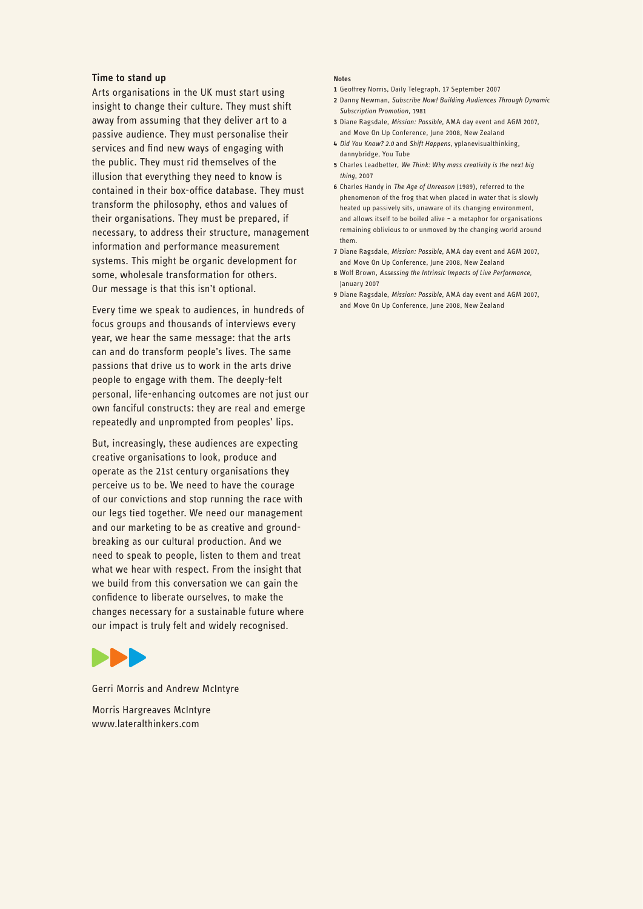### Time to stand up

Arts organisations in the UK must start using insight to change their culture. They must shift away from assuming that they deliver art to a passive audience. They must personalise their services and find new ways of engaging with the public. They must rid themselves of the illusion that everything they need to know is contained in their box-office database. They must transform the philosophy, ethos and values of their organisations. They must be prepared, if necessary, to address their structure, management information and performance measurement systems. This might be organic development for some, wholesale transformation for others. Our message is that this isn't optional.

Every time we speak to audiences, in hundreds of focus groups and thousands of interviews every year, we hear the same message: that the arts can and do transform people's lives. The same passions that drive us to work in the arts drive people to engage with them. The deeply-felt personal, life-enhancing outcomes are not just our own fanciful constructs: they are real and emerge repeatedly and unprompted from peoples' lips.

But, increasingly, these audiences are expecting creative organisations to look, produce and operate as the 21st century organisations they perceive us to be. We need to have the courage of our convictions and stop running the race with our legs tied together. We need our management and our marketing to be as creative and ground-breaking as our cultural production. And we need to speak to people, listen to them and treat what we hear with respect. From the insight that we build from this conversation we can gain the confidence to liberate ourselves, to make the changes necessary for a sustainable future where our impact is truly felt and widely recognised.

Gerri Morris and Andrew McIntyre

Morris Hargreaves McIntyre
www.lateralthinkers.com

**Notes**

1 Geoffrey Norris, Daily Telegraph, 17 September 2007
2 Danny Newman, *Subscribe Now! Building Audiences Through Dynamic Subscription Promotion*, 1981
3 Diane Ragsdale, *Mission: Possible*, AMA day event and AGM 2007, and Move On Up Conference, June 2008, New Zealand
4 *Did You Know? 2.0* and *Shift Happens*, yplanevisualthinking, dannybridge, You Tube
5 Charles Leadbetter, *We Think: Why mass creativity is the next big thing*, 2007
6 Charles Handy in *The Age of Unreason* (1989), referred to the phenomenon of the frog that when placed in water that is slowly heated up passively sits, unaware of its changing environment, and allows itself to be boiled alive – a metaphor for organisations remaining oblivious to or unmoved by the changing world around them.
7 Diane Ragsdale, *Mission: Possible*, AMA day event and AGM 2007, and Move On Up Conference, June 2008, New Zealand
8 Wolf Brown, *Assessing the Intrinsic Impacts of Live Performance*, January 2007
9 Diane Ragsdale, *Mission: Possible*, AMA day event and AGM 2007, and Move On Up Conference, June 2008, New Zealand